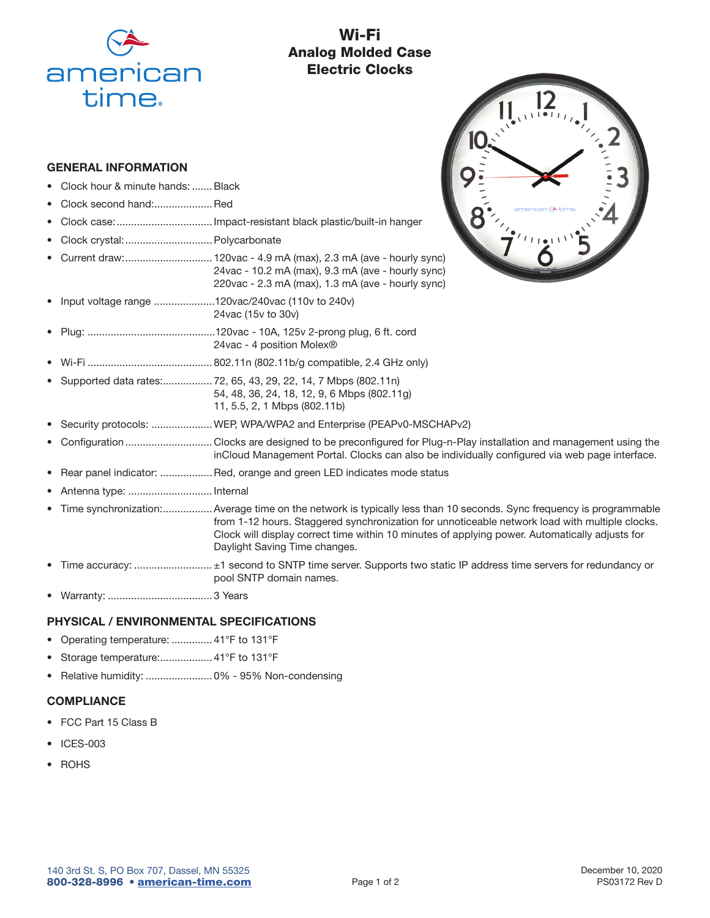# Wi-Fi Analog Molded Case Electric Clocks

## GENERAL INFORMATION

- Clock hour & minute hands: Black
- Clock second hand: Red
- Clock case: Impact-resistant black plastic/built-in hanger
- Clock crystal: Polycarbonate
- Current draw: 120vac - 4.9 mA (max), 2.3 mA (ave - hourly sync)
  24vac - 10.2 mA (max), 9.3 mA (ave - hourly sync)
  220vac - 2.3 mA (max), 1.3 mA (ave - hourly sync)
- Input voltage range: 120vac/240vac (110v to 240v)
  24vac (15v to 30v)
- Plug: 120vac - 10A, 125v 2-prong plug, 6 ft. cord
  24vac - 4 position Molex®
- Wi-Fi: 802.11n (802.11b/g compatible, 2.4 GHz only)
- Supported data rates: 72, 65, 43, 29, 22, 14, 7 Mbps (802.11n)
  54, 48, 36, 24, 18, 12, 9, 6 Mbps (802.11g)
  11, 5.5, 2, 1 Mbps (802.11b)
- Security protocols: WEP, WPA/WPA2 and Enterprise (PEAPv0-MSCHAPv2)
- Configuration: Clocks are designed to be preconfigured for Plug-n-Play installation and management using the inCloud Management Portal. Clocks can also be individually configured via web page interface.
- Rear panel indicator: Red, orange and green LED indicates mode status
- Antenna type: Internal
- Time synchronization: Average time on the network is typically less than 10 seconds. Sync frequency is programmable from 1-12 hours. Staggered synchronization for unnoticeable network load with multiple clocks. Clock will display correct time within 10 minutes of applying power. Automatically adjusts for Daylight Saving Time changes.
- Time accuracy: ±1 second to SNTP time server. Supports two static IP address time servers for redundancy or pool SNTP domain names.
- Warranty: 3 Years

## PHYSICAL / ENVIRONMENTAL SPECIFICATIONS

- Operating temperature: 41°F to 131°F
- Storage temperature: 41°F to 131°F
- Relative humidity: 0% - 95% Non-condensing

## COMPLIANCE

- FCC Part 15 Class B
- ICES-003
- ROHS

140 3rd St. S, PO Box 707, Dassel, MN 55325
**800-328-8996 • american-time.com**

December 10, 2020
PS03172 Rev D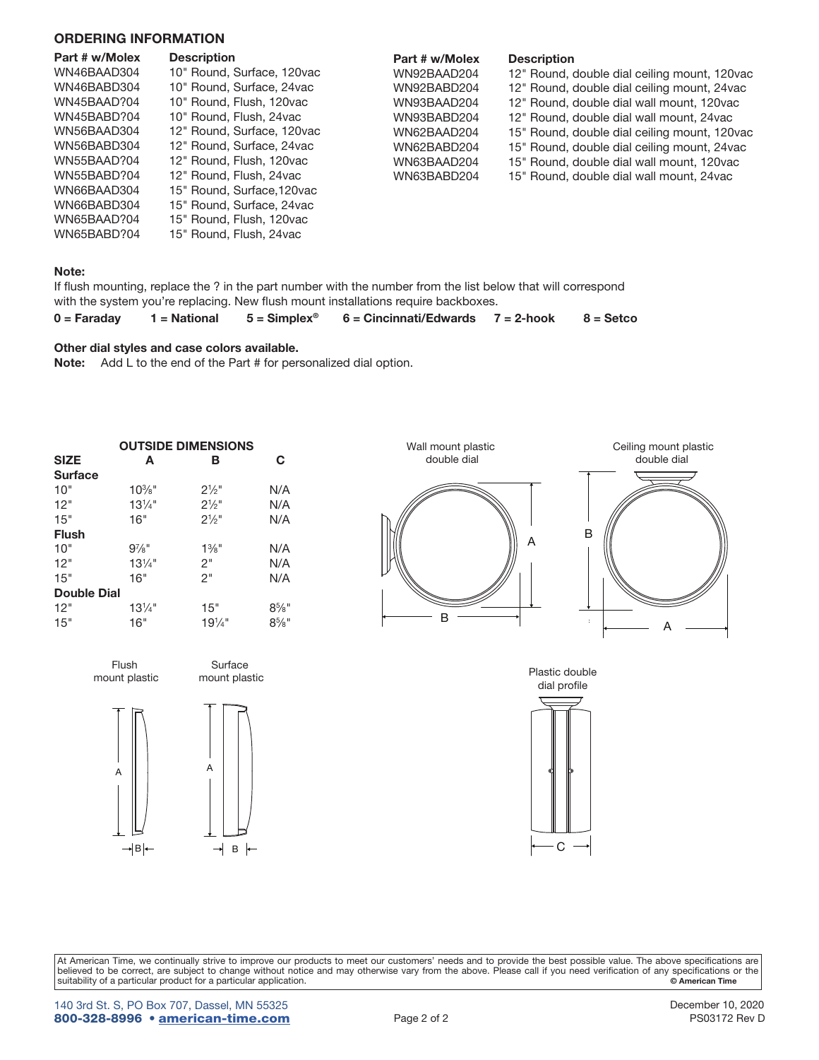## ORDERING INFORMATION

| Part # w/Molex | Description |
|---|---|
| WN46BAAD304 | 10" Round, Surface, 120vac |
| WN46BABD304 | 10" Round, Surface, 24vac |
| WN45BAAD?04 | 10" Round, Flush, 120vac |
| WN45BABD?04 | 10" Round, Flush, 24vac |
| WN56BAAD304 | 12" Round, Surface, 120vac |
| WN56BABD304 | 12" Round, Surface, 24vac |
| WN55BAAD?04 | 12" Round, Flush, 120vac |
| WN55BABD?04 | 12" Round, Flush, 24vac |
| WN66BAAD304 | 15" Round, Surface,120vac |
| WN66BABD304 | 15" Round, Surface, 24vac |
| WN65BAAD?04 | 15" Round, Flush, 120vac |
| WN65BABD?04 | 15" Round, Flush, 24vac |

| Part # w/Molex | Description |
|---|---|
| WN92BAAD204 | 12" Round, double dial ceiling mount, 120vac |
| WN92BABD204 | 12" Round, double dial ceiling mount, 24vac |
| WN93BAAD204 | 12" Round, double dial wall mount, 120vac |
| WN93BABD204 | 12" Round, double dial wall mount, 24vac |
| WN62BAAD204 | 15" Round, double dial ceiling mount, 120vac |
| WN62BABD204 | 15" Round, double dial ceiling mount, 24vac |
| WN63BAAD204 | 15" Round, double dial wall mount, 120vac |
| WN63BABD204 | 15" Round, double dial wall mount, 24vac |

**Note:**
If flush mounting, replace the ? in the part number with the number from the list below that will correspond with the system you're replacing. New flush mount installations require backboxes.

**0 = Faraday 1 = National 5 = Simplex® 6 = Cincinnati/Edwards 7 = 2-hook 8 = Setco**

**Other dial styles and case colors available.**

**Note:** Add L to the end of the Part # for personalized dial option.

**OUTSIDE DIMENSIONS**

| SIZE | A | B | C |
|---|---|---|---|
| **Surface** | | | |
| 10" | 10⅜" | 2½" | N/A |
| 12" | 13¼" | 2½" | N/A |
| 15" | 16" | 2½" | N/A |
| **Flush** | | | |
| 10" | 9⅞" | 1⅜" | N/A |
| 12" | 13¼" | 2" | N/A |
| 15" | 16" | 2" | N/A |
| **Double Dial** | | | |
| 12" | 13¼" | 15" | 8⅝" |
| 15" | 16" | 19¼" | 8⅝" |

Wall mount plastic double dial

A

B

Ceiling mount plastic double dial

B

A

Flush mount plastic

A

B

Surface mount plastic

A

B

Plastic double dial profile

C

At American Time, we continually strive to improve our products to meet our customers' needs and to provide the best possible value. The above specifications are believed to be correct, are subject to change without notice and may otherwise vary from the above. Please call if you need verification of any specifications or the suitability of a particular product for a particular application. © American Time

140 3rd St. S, PO Box 707, Dassel, MN 55325
**800-328-8996 • american-time.com**

December 10, 2020
PS03172 Rev D